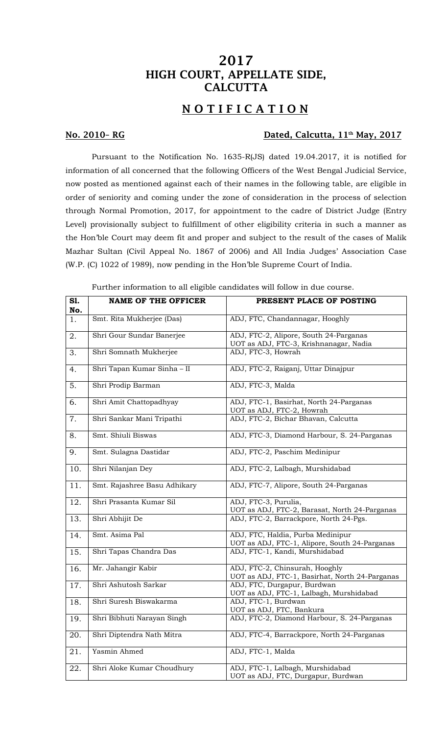# 2017
# HIGH COURT, APPELLATE SIDE, CALCUTTA

## N O T I F I C A T I O N

**No. 2010– RG** **Dated, Calcutta, 11th May, 2017**

Pursuant to the Notification No. 1635-R(JS) dated 19.04.2017, it is notified for information of all concerned that the following Officers of the West Bengal Judicial Service, now posted as mentioned against each of their names in the following table, are eligible in order of seniority and coming under the zone of consideration in the process of selection through Normal Promotion, 2017, for appointment to the cadre of District Judge (Entry Level) provisionally subject to fulfillment of other eligibility criteria in such a manner as the Hon'ble Court may deem fit and proper and subject to the result of the cases of Malik Mazhar Sultan (Civil Appeal No. 1867 of 2006) and All India Judges' Association Case (W.P. (C) 1022 of 1989), now pending in the Hon'ble Supreme Court of India.

Further information to all eligible candidates will follow in due course.

| Sl. No. | NAME OF THE OFFICER | PRESENT PLACE OF POSTING |
|---|---|---|
| 1. | Smt. Rita Mukherjee (Das) | ADJ, FTC, Chandannagar, Hooghly |
| 2. | Shri Gour Sundar Banerjee | ADJ, FTC-2, Alipore, South 24-Parganas<br>UOT as ADJ, FTC-3, Krishnanagar, Nadia |
| 3. | Shri Somnath Mukherjee | ADJ, FTC-3, Howrah |
| 4. | Shri Tapan Kumar Sinha – II | ADJ, FTC-2, Raiganj, Uttar Dinajpur |
| 5. | Shri Prodip Barman | ADJ, FTC-3, Malda |
| 6. | Shri Amit Chattopadhyay | ADJ, FTC-1, Basirhat, North 24-Parganas<br>UOT as ADJ, FTC-2, Howrah |
| 7. | Shri Sankar Mani Tripathi | ADJ, FTC-2, Bichar Bhavan, Calcutta |
| 8. | Smt. Shiuli Biswas | ADJ, FTC-3, Diamond Harbour, S. 24-Parganas |
| 9. | Smt. Sulagna Dastidar | ADJ, FTC-2, Paschim Medinipur |
| 10. | Shri Nilanjan Dey | ADJ, FTC-2, Lalbagh, Murshidabad |
| 11. | Smt. Rajashree Basu Adhikary | ADJ, FTC-7, Alipore, South 24-Parganas |
| 12. | Shri Prasanta Kumar Sil | ADJ, FTC-3, Purulia,<br>UOT as ADJ, FTC-2, Barasat, North 24-Parganas |
| 13. | Shri Abhijit De | ADJ, FTC-2, Barrackpore, North 24-Pgs. |
| 14. | Smt. Asima Pal | ADJ, FTC, Haldia, Purba Medinipur<br>UOT as ADJ, FTC-1, Alipore, South 24-Parganas |
| 15. | Shri Tapas Chandra Das | ADJ, FTC-1, Kandi, Murshidabad |
| 16. | Mr. Jahangir Kabir | ADJ, FTC-2, Chinsurah, Hooghly<br>UOT as ADJ, FTC-1, Basirhat, North 24-Parganas |
| 17. | Shri Ashutosh Sarkar | ADJ, FTC, Durgapur, Burdwan<br>UOT as ADJ, FTC-1, Lalbagh, Murshidabad |
| 18. | Shri Suresh Biswakarma | ADJ, FTC-1, Burdwan<br>UOT as ADJ, FTC, Bankura |
| 19. | Shri Bibhuti Narayan Singh | ADJ, FTC-2, Diamond Harbour, S. 24-Parganas |
| 20. | Shri Diptendra Nath Mitra | ADJ, FTC-4, Barrackpore, North 24-Parganas |
| 21. | Yasmin Ahmed | ADJ, FTC-1, Malda |
| 22. | Shri Aloke Kumar Choudhury | ADJ, FTC-1, Lalbagh, Murshidabad<br>UOT as ADJ, FTC, Durgapur, Burdwan |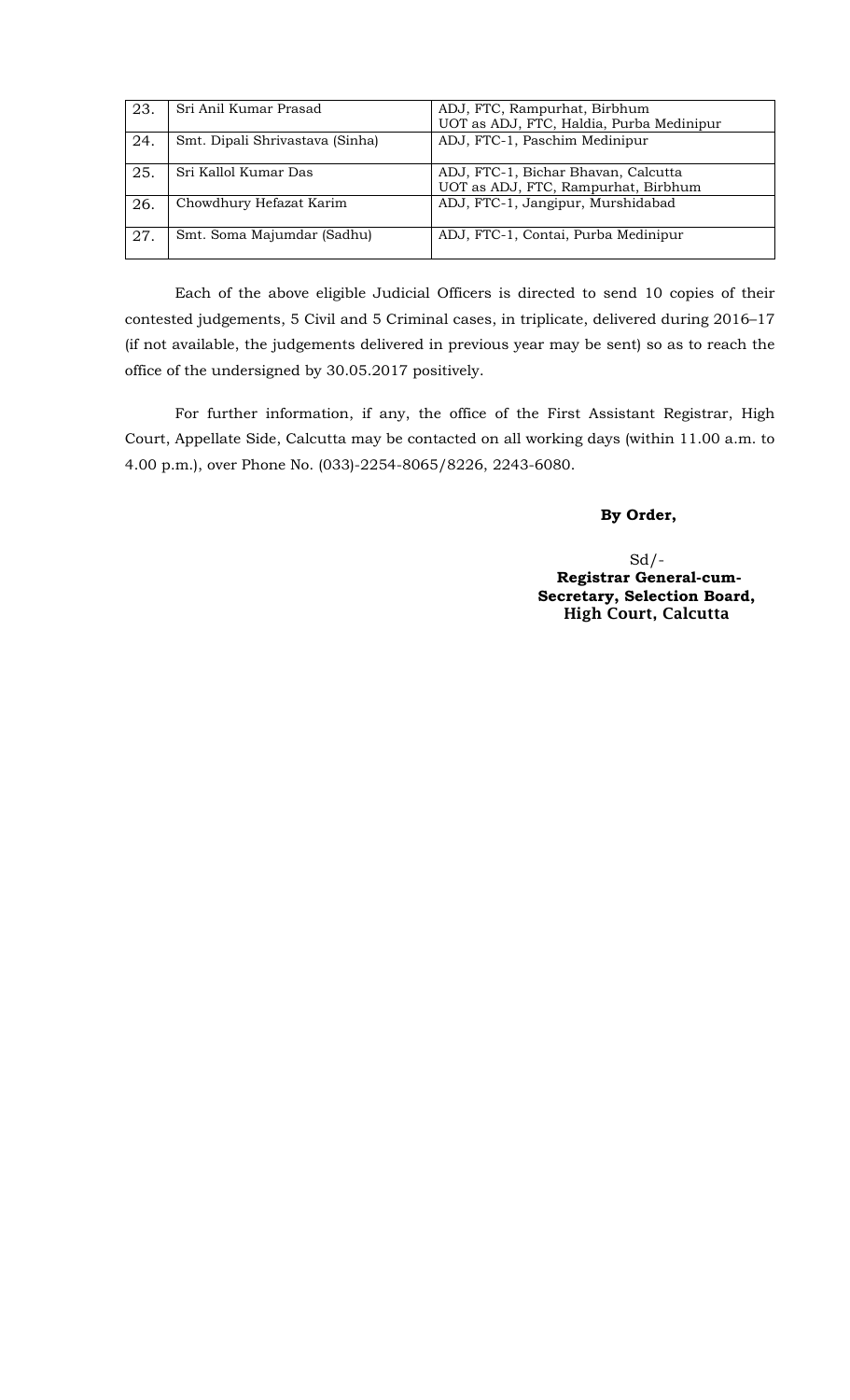| 23. | Sri Anil Kumar Prasad | ADJ, FTC, Rampurhat, Birbhum<br>UOT as ADJ, FTC, Haldia, Purba Medinipur |
|---|---|---|
| 24. | Smt. Dipali Shrivastava (Sinha) | ADJ, FTC-1, Paschim Medinipur |
| 25. | Sri Kallol Kumar Das | ADJ, FTC-1, Bichar Bhavan, Calcutta<br>UOT as ADJ, FTC, Rampurhat, Birbhum |
| 26. | Chowdhury Hefazat Karim | ADJ, FTC-1, Jangipur, Murshidabad |
| 27. | Smt. Soma Majumdar (Sadhu) | ADJ, FTC-1, Contai, Purba Medinipur |

Each of the above eligible Judicial Officers is directed to send 10 copies of their contested judgements, 5 Civil and 5 Criminal cases, in triplicate, delivered during 2016–17 (if not available, the judgements delivered in previous year may be sent) so as to reach the office of the undersigned by 30.05.2017 positively.

For further information, if any, the office of the First Assistant Registrar, High Court, Appellate Side, Calcutta may be contacted on all working days (within 11.00 a.m. to 4.00 p.m.), over Phone No. (033)-2254-8065/8226, 2243-6080.

**By Order,**

Sd/-
**Registrar General-cum-Secretary, Selection Board, High Court, Calcutta**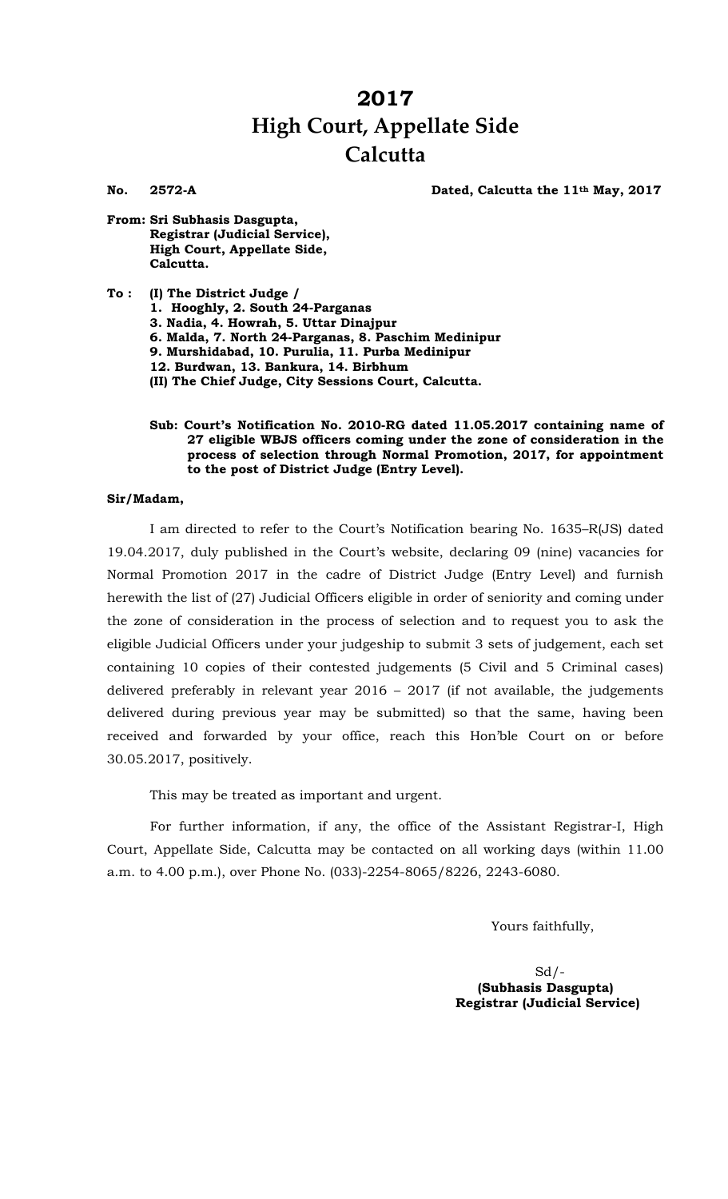# 2017
# High Court, Appellate Side
# Calcutta

**No. 2572-A** **Dated, Calcutta the 11th May, 2017**

**From: Sri Subhasis Dasgupta,**
**Registrar (Judicial Service),**
**High Court, Appellate Side,**
**Calcutta.**

**To : (I) The District Judge /**
**1. Hooghly, 2. South 24-Parganas**
**3. Nadia, 4. Howrah, 5. Uttar Dinajpur**
**6. Malda, 7. North 24-Parganas, 8. Paschim Medinipur**
**9. Murshidabad, 10. Purulia, 11. Purba Medinipur**
**12. Burdwan, 13. Bankura, 14. Birbhum**
**(II) The Chief Judge, City Sessions Court, Calcutta.**

**Sub: Court's Notification No. 2010-RG dated 11.05.2017 containing name of 27 eligible WBJS officers coming under the zone of consideration in the process of selection through Normal Promotion, 2017, for appointment to the post of District Judge (Entry Level).**

**Sir/Madam,**

I am directed to refer to the Court's Notification bearing No. 1635–R(JS) dated 19.04.2017, duly published in the Court's website, declaring 09 (nine) vacancies for Normal Promotion 2017 in the cadre of District Judge (Entry Level) and furnish herewith the list of (27) Judicial Officers eligible in order of seniority and coming under the zone of consideration in the process of selection and to request you to ask the eligible Judicial Officers under your judgeship to submit 3 sets of judgement, each set containing 10 copies of their contested judgements (5 Civil and 5 Criminal cases) delivered preferably in relevant year 2016 – 2017 (if not available, the judgements delivered during previous year may be submitted) so that the same, having been received and forwarded by your office, reach this Hon'ble Court on or before 30.05.2017, positively.

This may be treated as important and urgent.

For further information, if any, the office of the Assistant Registrar-I, High Court, Appellate Side, Calcutta may be contacted on all working days (within 11.00 a.m. to 4.00 p.m.), over Phone No. (033)-2254-8065/8226, 2243-6080.

Yours faithfully,

Sd/-
**(Subhasis Dasgupta)**
**Registrar (Judicial Service)**